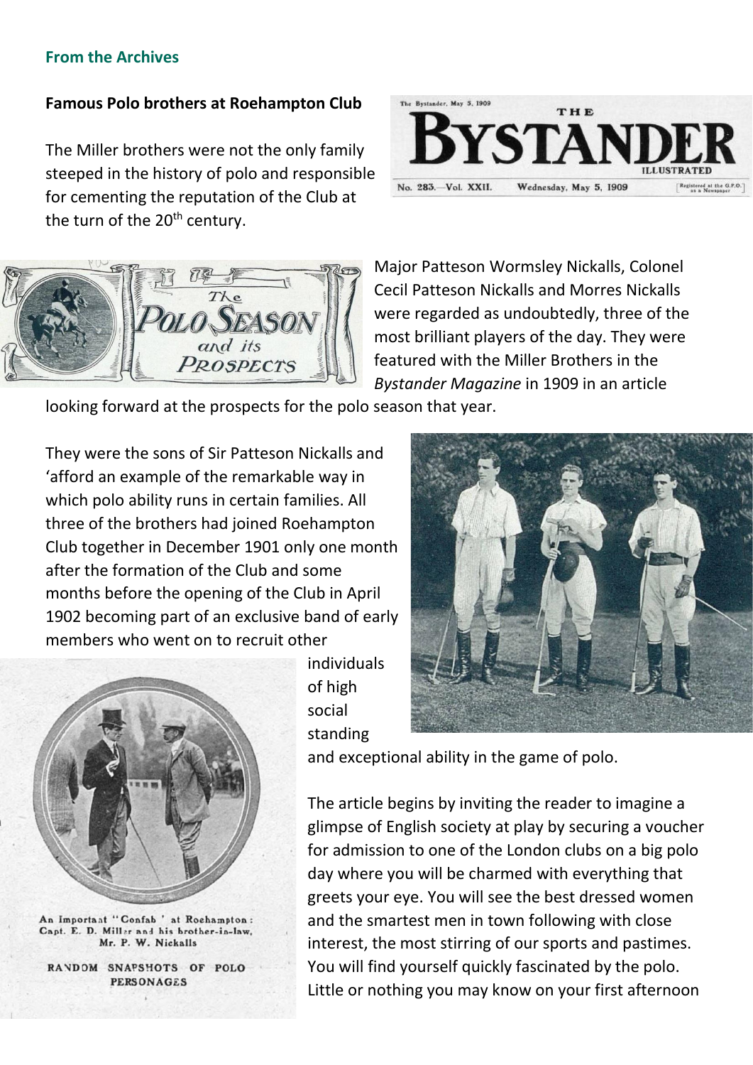## From the Archives

### Famous Polo brothers at Roehampton Club

The Miller brothers were not the only family steeped in the history of polo and responsible for cementing the reputation of the Club at the turn of the 20th century.

Major Patteson Wormsley Nickalls, Colonel Cecil Patteson Nickalls and Morres Nickalls were regarded as undoubtedly, three of the most brilliant players of the day. They were featured with the Miller Brothers in the *Bystander Magazine* in 1909 in an article looking forward at the prospects for the polo season that year.

They were the sons of Sir Patteson Nickalls and 'afford an example of the remarkable way in which polo ability runs in certain families. All three of the brothers had joined Roehampton Club together in December 1901 only one month after the formation of the Club and some months before the opening of the Club in April 1902 becoming part of an exclusive band of early members who went on to recruit other individuals of high social standing and exceptional ability in the game of polo.

An Important "Confab" at Roehampton: Capt. E. D. Miller and his brother-in-law, Mr. P. W. Nickalls

RANDOM SNAPSHOTS OF POLO PERSONAGES

The article begins by inviting the reader to imagine a glimpse of English society at play by securing a voucher for admission to one of the London clubs on a big polo day where you will be charmed with everything that greets your eye. You will see the best dressed women and the smartest men in town following with close interest, the most stirring of our sports and pastimes. You will find yourself quickly fascinated by the polo. Little or nothing you may know on your first afternoon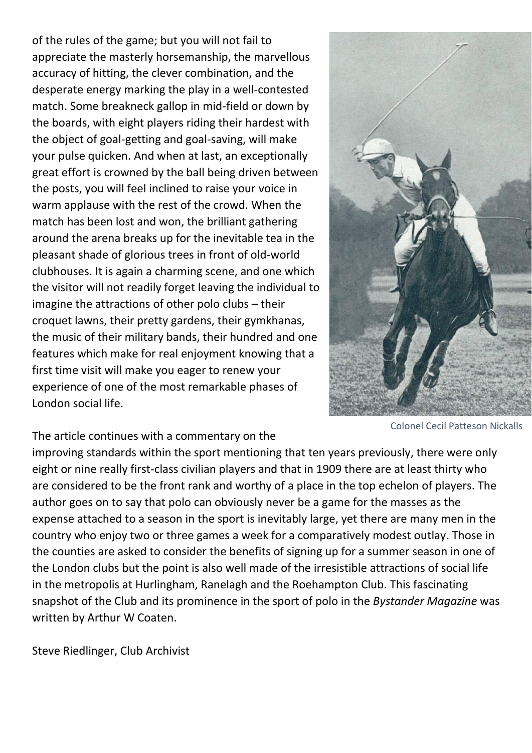of the rules of the game; but you will not fail to appreciate the masterly horsemanship, the marvellous accuracy of hitting, the clever combination, and the desperate energy marking the play in a well-contested match. Some breakneck gallop in mid-field or down by the boards, with eight players riding their hardest with the object of goal-getting and goal-saving, will make your pulse quicken. And when at last, an exceptionally great effort is crowned by the ball being driven between the posts, you will feel inclined to raise your voice in warm applause with the rest of the crowd. When the match has been lost and won, the brilliant gathering around the arena breaks up for the inevitable tea in the pleasant shade of glorious trees in front of old-world clubhouses. It is again a charming scene, and one which the visitor will not readily forget leaving the individual to imagine the attractions of other polo clubs – their croquet lawns, their pretty gardens, their gymkhanas, the music of their military bands, their hundred and one features which make for real enjoyment knowing that a first time visit will make you eager to renew your experience of one of the most remarkable phases of London social life.

Colonel Cecil Patteson Nickalls

The article continues with a commentary on the improving standards within the sport mentioning that ten years previously, there were only eight or nine really first-class civilian players and that in 1909 there are at least thirty who are considered to be the front rank and worthy of a place in the top echelon of players. The author goes on to say that polo can obviously never be a game for the masses as the expense attached to a season in the sport is inevitably large, yet there are many men in the country who enjoy two or three games a week for a comparatively modest outlay. Those in the counties are asked to consider the benefits of signing up for a summer season in one of the London clubs but the point is also well made of the irresistible attractions of social life in the metropolis at Hurlingham, Ranelagh and the Roehampton Club. This fascinating snapshot of the Club and its prominence in the sport of polo in the *Bystander Magazine* was written by Arthur W Coaten.

Steve Riedlinger, Club Archivist